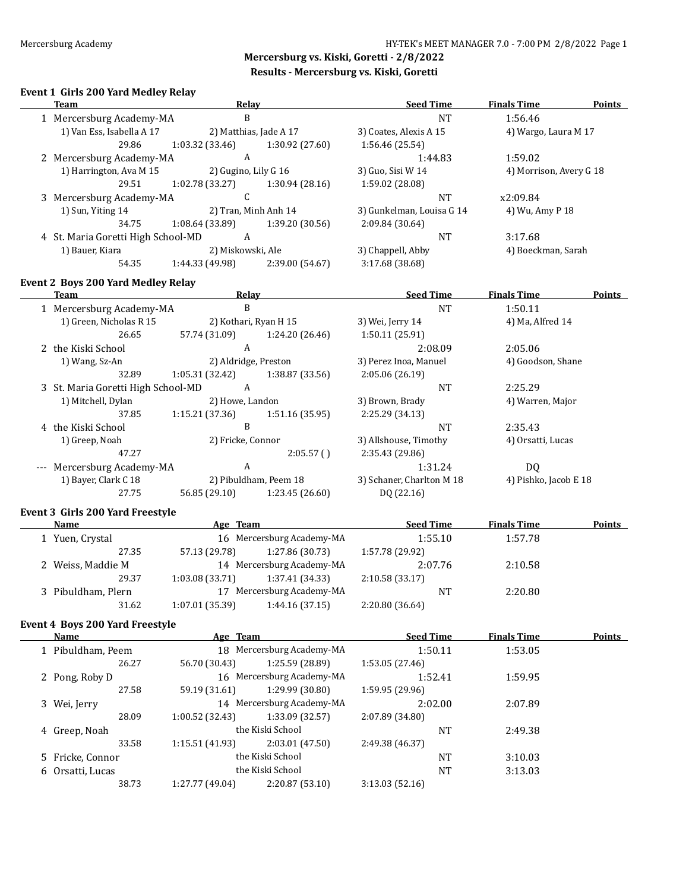## Mercersburg vs. Kiski, Goretti - 2/8/2022

## Results - Mercersburg vs. Kiski, Goretti

### Event 1 Girls 200 Yard Medley Relay

| | Team | Relay | Seed Time | Finals Time | Points |
|---|---|---|---|---|---|
| 1 | Mercersburg Academy-MA | B | NT | 1:56.46 | |
| | 1) Van Ess, Isabella A 17 | 2) Matthias, Jade A 17 | 3) Coates, Alexis A 15 | 4) Wargo, Laura M 17 | |
| | 29.86 | 1:03.32 (33.46) | 1:30.92 (27.60) | 1:56.46 (25.54) | |
| 2 | Mercersburg Academy-MA | A | 1:44.83 | 1:59.02 | |
| | 1) Harrington, Ava M 15 | 2) Gugino, Lily G 16 | 3) Guo, Sisi W 14 | 4) Morrison, Avery G 18 | |
| | 29.51 | 1:02.78 (33.27) | 1:30.94 (28.16) | 1:59.02 (28.08) | |
| 3 | Mercersburg Academy-MA | C | NT | x2:09.84 | |
| | 1) Sun, Yiting 14 | 2) Tran, Minh Anh 14 | 3) Gunkelman, Louisa G 14 | 4) Wu, Amy P 18 | |
| | 34.75 | 1:08.64 (33.89) | 1:39.20 (30.56) | 2:09.84 (30.64) | |
| 4 | St. Maria Goretti High School-MD | A | NT | 3:17.68 | |
| | 1) Bauer, Kiara | 2) Miskowski, Ale | 3) Chappell, Abby | 4) Boeckman, Sarah | |
| | 54.35 | 1:44.33 (49.98) | 2:39.00 (54.67) | 3:17.68 (38.68) | |

### Event 2 Boys 200 Yard Medley Relay

| | Team | Relay | Seed Time | Finals Time | Points |
|---|---|---|---|---|---|
| 1 | Mercersburg Academy-MA | B | NT | 1:50.11 | |
| | 1) Green, Nicholas R 15 | 2) Kothari, Ryan H 15 | 3) Wei, Jerry 14 | 4) Ma, Alfred 14 | |
| | 26.65 | 57.74 (31.09) | 1:24.20 (26.46) | 1:50.11 (25.91) | |
| 2 | the Kiski School | A | 2:08.09 | 2:05.06 | |
| | 1) Wang, Sz-An | 2) Aldridge, Preston | 3) Perez Inoa, Manuel | 4) Goodson, Shane | |
| | 32.89 | 1:05.31 (32.42) | 1:38.87 (33.56) | 2:05.06 (26.19) | |
| 3 | St. Maria Goretti High School-MD | A | NT | 2:25.29 | |
| | 1) Mitchell, Dylan | 2) Howe, Landon | 3) Brown, Brady | 4) Warren, Major | |
| | 37.85 | 1:15.21 (37.36) | 1:51.16 (35.95) | 2:25.29 (34.13) | |
| 4 | the Kiski School | B | NT | 2:35.43 | |
| | 1) Greep, Noah | 2) Fricke, Connor | 3) Allshouse, Timothy | 4) Orsatti, Lucas | |
| | 47.27 | | 2:05.57 ( ) | 2:35.43 (29.86) | |
| --- | Mercersburg Academy-MA | A | 1:31.24 | DQ | |
| | 1) Bayer, Clark C 18 | 2) Pibuldham, Peem 18 | 3) Schaner, Charlton M 18 | 4) Pishko, Jacob E 18 | |
| | 27.75 | 56.85 (29.10) | 1:23.45 (26.60) | DQ (22.16) | |

### Event 3 Girls 200 Yard Freestyle

| | Name | Age | Team | Seed Time | Finals Time | Points |
|---|---|---|---|---|---|---|
| 1 | Yuen, Crystal | 16 | Mercersburg Academy-MA | 1:55.10 | 1:57.78 | |
| | 27.35 | 57.13 (29.78) | 1:27.86 (30.73) | 1:57.78 (29.92) | | |
| 2 | Weiss, Maddie M | 14 | Mercersburg Academy-MA | 2:07.76 | 2:10.58 | |
| | 29.37 | 1:03.08 (33.71) | 1:37.41 (34.33) | 2:10.58 (33.17) | | |
| 3 | Pibuldham, Plern | 17 | Mercersburg Academy-MA | NT | 2:20.80 | |
| | 31.62 | 1:07.01 (35.39) | 1:44.16 (37.15) | 2:20.80 (36.64) | | |

### Event 4 Boys 200 Yard Freestyle

| | Name | Age | Team | Seed Time | Finals Time | Points |
|---|---|---|---|---|---|---|
| 1 | Pibuldham, Peem | 18 | Mercersburg Academy-MA | 1:50.11 | 1:53.05 | |
| | 26.27 | 56.70 (30.43) | 1:25.59 (28.89) | 1:53.05 (27.46) | | |
| 2 | Pong, Roby D | 16 | Mercersburg Academy-MA | 1:52.41 | 1:59.95 | |
| | 27.58 | 59.19 (31.61) | 1:29.99 (30.80) | 1:59.95 (29.96) | | |
| 3 | Wei, Jerry | 14 | Mercersburg Academy-MA | 2:02.00 | 2:07.89 | |
| | 28.09 | 1:00.52 (32.43) | 1:33.09 (32.57) | 2:07.89 (34.80) | | |
| 4 | Greep, Noah | | the Kiski School | NT | 2:49.38 | |
| | 33.58 | 1:15.51 (41.93) | 2:03.01 (47.50) | 2:49.38 (46.37) | | |
| 5 | Fricke, Connor | | the Kiski School | NT | 3:10.03 | |
| 6 | Orsatti, Lucas | | the Kiski School | NT | 3:13.03 | |
| | 38.73 | 1:27.77 (49.04) | 2:20.87 (53.10) | 3:13.03 (52.16) | | |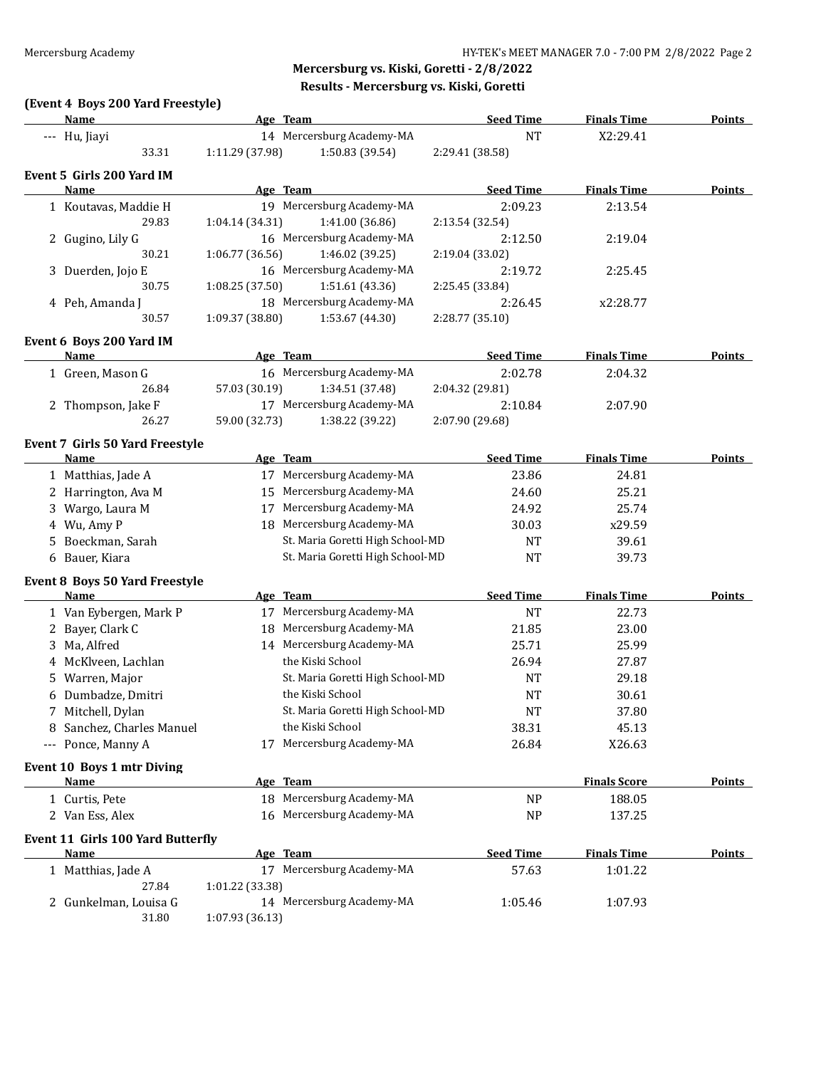## Mercersburg vs. Kiski, Goretti - 2/8/2022

### Results - Mercersburg vs. Kiski, Goretti

**(Event 4 Boys 200 Yard Freestyle)**

| Name | Age | Team | Seed Time | Finals Time | Points |
|---|---|---|---|---|---|
| --- Hu, Jiayi | 14 | Mercersburg Academy-MA | NT | X2:29.41 | |
| 33.31 | 1:11.29 (37.98) | 1:50.83 (39.54) | 2:29.41 (38.58) | | |

**Event 5 Girls 200 Yard IM**

| Name | Age | Team | Seed Time | Finals Time | Points |
|---|---|---|---|---|---|
| 1 Koutavas, Maddie H | 19 | Mercersburg Academy-MA | 2:09.23 | 2:13.54 | |
| 29.83 | 1:04.14 (34.31) | 1:41.00 (36.86) | 2:13.54 (32.54) | | |
| 2 Gugino, Lily G | 16 | Mercersburg Academy-MA | 2:12.50 | 2:19.04 | |
| 30.21 | 1:06.77 (36.56) | 1:46.02 (39.25) | 2:19.04 (33.02) | | |
| 3 Duerden, Jojo E | 16 | Mercersburg Academy-MA | 2:19.72 | 2:25.45 | |
| 30.75 | 1:08.25 (37.50) | 1:51.61 (43.36) | 2:25.45 (33.84) | | |
| 4 Peh, Amanda J | 18 | Mercersburg Academy-MA | 2:26.45 | x2:28.77 | |
| 30.57 | 1:09.37 (38.80) | 1:53.67 (44.30) | 2:28.77 (35.10) | | |

**Event 6 Boys 200 Yard IM**

| Name | Age | Team | Seed Time | Finals Time | Points |
|---|---|---|---|---|---|
| 1 Green, Mason G | 16 | Mercersburg Academy-MA | 2:02.78 | 2:04.32 | |
| 26.84 | 57.03 (30.19) | 1:34.51 (37.48) | 2:04.32 (29.81) | | |
| 2 Thompson, Jake F | 17 | Mercersburg Academy-MA | 2:10.84 | 2:07.90 | |
| 26.27 | 59.00 (32.73) | 1:38.22 (39.22) | 2:07.90 (29.68) | | |

**Event 7 Girls 50 Yard Freestyle**

| Name | Age | Team | Seed Time | Finals Time | Points |
|---|---|---|---|---|---|
| 1 Matthias, Jade A | 17 | Mercersburg Academy-MA | 23.86 | 24.81 | |
| 2 Harrington, Ava M | 15 | Mercersburg Academy-MA | 24.60 | 25.21 | |
| 3 Wargo, Laura M | 17 | Mercersburg Academy-MA | 24.92 | 25.74 | |
| 4 Wu, Amy P | 18 | Mercersburg Academy-MA | 30.03 | x29.59 | |
| 5 Boeckman, Sarah | | St. Maria Goretti High School-MD | NT | 39.61 | |
| 6 Bauer, Kiara | | St. Maria Goretti High School-MD | NT | 39.73 | |

**Event 8 Boys 50 Yard Freestyle**

| Name | Age | Team | Seed Time | Finals Time | Points |
|---|---|---|---|---|---|
| 1 Van Eybergen, Mark P | 17 | Mercersburg Academy-MA | NT | 22.73 | |
| 2 Bayer, Clark C | 18 | Mercersburg Academy-MA | 21.85 | 23.00 | |
| 3 Ma, Alfred | 14 | Mercersburg Academy-MA | 25.71 | 25.99 | |
| 4 McKlveen, Lachlan | | the Kiski School | 26.94 | 27.87 | |
| 5 Warren, Major | | St. Maria Goretti High School-MD | NT | 29.18 | |
| 6 Dumbadze, Dmitri | | the Kiski School | NT | 30.61 | |
| 7 Mitchell, Dylan | | St. Maria Goretti High School-MD | NT | 37.80 | |
| 8 Sanchez, Charles Manuel | | the Kiski School | 38.31 | 45.13 | |
| --- Ponce, Manny A | 17 | Mercersburg Academy-MA | 26.84 | X26.63 | |

**Event 10 Boys 1 mtr Diving**

| Name | Age | Team | | Finals Score | Points |
|---|---|---|---|---|---|
| 1 Curtis, Pete | 18 | Mercersburg Academy-MA | NP | 188.05 | |
| 2 Van Ess, Alex | 16 | Mercersburg Academy-MA | NP | 137.25 | |

**Event 11 Girls 100 Yard Butterfly**

| Name | Age | Team | Seed Time | Finals Time | Points |
|---|---|---|---|---|---|
| 1 Matthias, Jade A | 17 | Mercersburg Academy-MA | 57.63 | 1:01.22 | |
| 27.84 | 1:01.22 (33.38) | | | | |
| 2 Gunkelman, Louisa G | 14 | Mercersburg Academy-MA | 1:05.46 | 1:07.93 | |
| 31.80 | 1:07.93 (36.13) | | | | |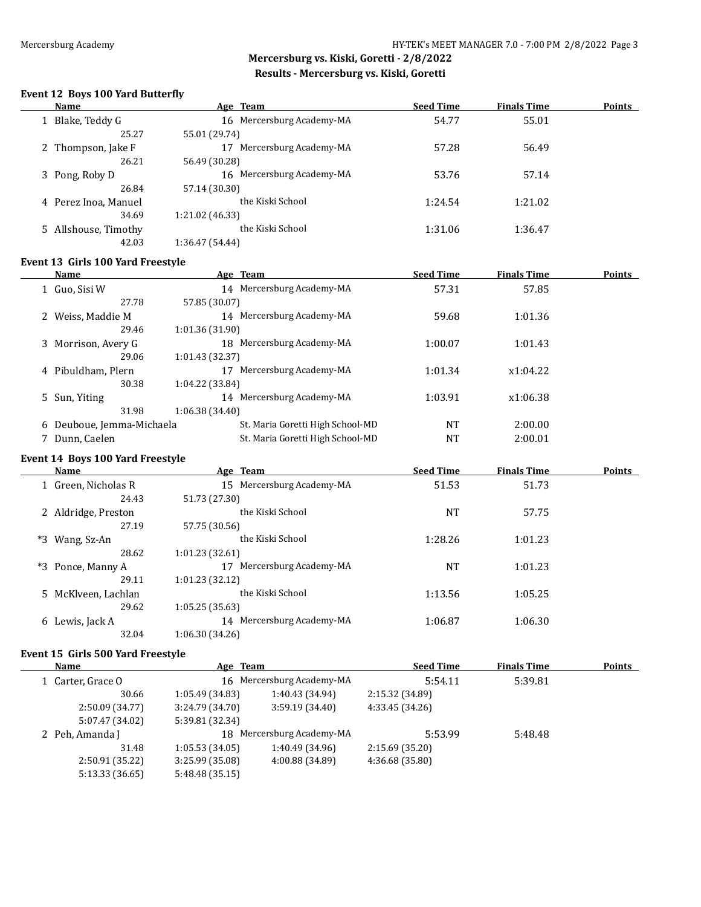## Mercersburg vs. Kiski, Goretti - 2/8/2022

## Results - Mercersburg vs. Kiski, Goretti

### Event 12 Boys 100 Yard Butterfly

| | Name | Age | Team | Seed Time | Finals Time | Points |
|---|---|---|---|---|---|---|
| 1 | Blake, Teddy G | 16 | Mercersburg Academy-MA | 54.77 | 55.01 | |
| | 25.27 | 55.01 (29.74) | | | | |
| 2 | Thompson, Jake F | 17 | Mercersburg Academy-MA | 57.28 | 56.49 | |
| | 26.21 | 56.49 (30.28) | | | | |
| 3 | Pong, Roby D | 16 | Mercersburg Academy-MA | 53.76 | 57.14 | |
| | 26.84 | 57.14 (30.30) | | | | |
| 4 | Perez Inoa, Manuel | | the Kiski School | 1:24.54 | 1:21.02 | |
| | 34.69 | 1:21.02 (46.33) | | | | |
| 5 | Allshouse, Timothy | | the Kiski School | 1:31.06 | 1:36.47 | |
| | 42.03 | 1:36.47 (54.44) | | | | |

### Event 13 Girls 100 Yard Freestyle

| | Name | Age | Team | Seed Time | Finals Time | Points |
|---|---|---|---|---|---|---|
| 1 | Guo, Sisi W | 14 | Mercersburg Academy-MA | 57.31 | 57.85 | |
| | 27.78 | 57.85 (30.07) | | | | |
| 2 | Weiss, Maddie M | 14 | Mercersburg Academy-MA | 59.68 | 1:01.36 | |
| | 29.46 | 1:01.36 (31.90) | | | | |
| 3 | Morrison, Avery G | 18 | Mercersburg Academy-MA | 1:00.07 | 1:01.43 | |
| | 29.06 | 1:01.43 (32.37) | | | | |
| 4 | Pibuldham, Plern | 17 | Mercersburg Academy-MA | 1:01.34 | x1:04.22 | |
| | 30.38 | 1:04.22 (33.84) | | | | |
| 5 | Sun, Yiting | 14 | Mercersburg Academy-MA | 1:03.91 | x1:06.38 | |
| | 31.98 | 1:06.38 (34.40) | | | | |
| 6 | Deuboue, Jemma-Michaela | | St. Maria Goretti High School-MD | NT | 2:00.00 | |
| 7 | Dunn, Caelen | | St. Maria Goretti High School-MD | NT | 2:00.01 | |

### Event 14 Boys 100 Yard Freestyle

| | Name | Age | Team | Seed Time | Finals Time | Points |
|---|---|---|---|---|---|---|
| 1 | Green, Nicholas R | 15 | Mercersburg Academy-MA | 51.53 | 51.73 | |
| | 24.43 | 51.73 (27.30) | | | | |
| 2 | Aldridge, Preston | | the Kiski School | NT | 57.75 | |
| | 27.19 | 57.75 (30.56) | | | | |
| *3 | Wang, Sz-An | | the Kiski School | 1:28.26 | 1:01.23 | |
| | 28.62 | 1:01.23 (32.61) | | | | |
| *3 | Ponce, Manny A | 17 | Mercersburg Academy-MA | NT | 1:01.23 | |
| | 29.11 | 1:01.23 (32.12) | | | | |
| 5 | McKlveen, Lachlan | | the Kiski School | 1:13.56 | 1:05.25 | |
| | 29.62 | 1:05.25 (35.63) | | | | |
| 6 | Lewis, Jack A | 14 | Mercersburg Academy-MA | 1:06.87 | 1:06.30 | |
| | 32.04 | 1:06.30 (34.26) | | | | |

### Event 15 Girls 500 Yard Freestyle

| | Name | Age | Team | Seed Time | Finals Time | Points |
|---|---|---|---|---|---|---|
| 1 | Carter, Grace O | 16 | Mercersburg Academy-MA | 5:54.11 | 5:39.81 | |
| | 30.66 | 1:05.49 (34.83) | 1:40.43 (34.94) | 2:15.32 (34.89) | | |
| | 2:50.09 (34.77) | 3:24.79 (34.70) | 3:59.19 (34.40) | 4:33.45 (34.26) | | |
| | 5:07.47 (34.02) | 5:39.81 (32.34) | | | | |
| 2 | Peh, Amanda J | 18 | Mercersburg Academy-MA | 5:53.99 | 5:48.48 | |
| | 31.48 | 1:05.53 (34.05) | 1:40.49 (34.96) | 2:15.69 (35.20) | | |
| | 2:50.91 (35.22) | 3:25.99 (35.08) | 4:00.88 (34.89) | 4:36.68 (35.80) | | |
| | 5:13.33 (36.65) | 5:48.48 (35.15) | | | | |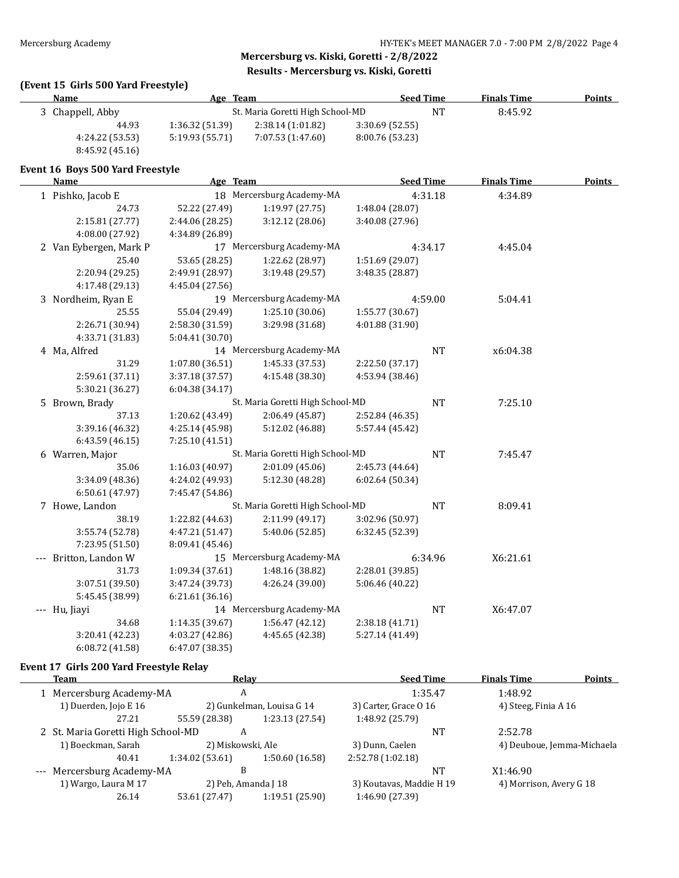## Mercersburg vs. Kiski, Goretti - 2/8/2022

### Results - Mercersburg vs. Kiski, Goretti

### (Event 15 Girls 500 Yard Freestyle)

| | Name | Age | Team | Seed Time | Finals Time | Points |
|---|---|---|---|---|---|---|
| 3 | Chappell, Abby | | St. Maria Goretti High School-MD | NT | 8:45.92 | |

44.93 · 1:36.32 (51.39) · 2:38.14 (1:01.82) · 3:30.69 (52.55) · 4:24.22 (53.53) · 5:19.93 (55.71) · 7:07.53 (1:47.60) · 8:00.76 (53.23) · 8:45.92 (45.16)

### Event 16 Boys 500 Yard Freestyle

| | Name | Age | Team | Seed Time | Finals Time | Points |
|---|---|---|---|---|---|---|
| 1 | Pishko, Jacob E | 18 | Mercersburg Academy-MA | 4:31.18 | 4:34.89 | |
| | 24.73 | 52.22 (27.49) | 1:19.97 (27.75) | 1:48.04 (28.07) | | |
| | 2:15.81 (27.77) | 2:44.06 (28.25) | 3:12.12 (28.06) | 3:40.08 (27.96) | | |
| | 4:08.00 (27.92) | 4:34.89 (26.89) | | | | |
| 2 | Van Eybergen, Mark P | 17 | Mercersburg Academy-MA | 4:34.17 | 4:45.04 | |
| | 25.40 | 53.65 (28.25) | 1:22.62 (28.97) | 1:51.69 (29.07) | | |
| | 2:20.94 (29.25) | 2:49.91 (28.97) | 3:19.48 (29.57) | 3:48.35 (28.87) | | |
| | 4:17.48 (29.13) | 4:45.04 (27.56) | | | | |
| 3 | Nordheim, Ryan E | 19 | Mercersburg Academy-MA | 4:59.00 | 5:04.41 | |
| | 25.55 | 55.04 (29.49) | 1:25.10 (30.06) | 1:55.77 (30.67) | | |
| | 2:26.71 (30.94) | 2:58.30 (31.59) | 3:29.98 (31.68) | 4:01.88 (31.90) | | |
| | 4:33.71 (31.83) | 5:04.41 (30.70) | | | | |
| 4 | Ma, Alfred | 14 | Mercersburg Academy-MA | NT | x6:04.38 | |
| | 31.29 | 1:07.80 (36.51) | 1:45.33 (37.53) | 2:22.50 (37.17) | | |
| | 2:59.61 (37.11) | 3:37.18 (37.57) | 4:15.48 (38.30) | 4:53.94 (38.46) | | |
| | 5:30.21 (36.27) | 6:04.38 (34.17) | | | | |
| 5 | Brown, Brady | | St. Maria Goretti High School-MD | NT | 7:25.10 | |
| | 37.13 | 1:20.62 (43.49) | 2:06.49 (45.87) | 2:52.84 (46.35) | | |
| | 3:39.16 (46.32) | 4:25.14 (45.98) | 5:12.02 (46.88) | 5:57.44 (45.42) | | |
| | 6:43.59 (46.15) | 7:25.10 (41.51) | | | | |
| 6 | Warren, Major | | St. Maria Goretti High School-MD | NT | 7:45.47 | |
| | 35.06 | 1:16.03 (40.97) | 2:01.09 (45.06) | 2:45.73 (44.64) | | |
| | 3:34.09 (48.36) | 4:24.02 (49.93) | 5:12.30 (48.28) | 6:02.64 (50.34) | | |
| | 6:50.61 (47.97) | 7:45.47 (54.86) | | | | |
| 7 | Howe, Landon | | St. Maria Goretti High School-MD | NT | 8:09.41 | |
| | 38.19 | 1:22.82 (44.63) | 2:11.99 (49.17) | 3:02.96 (50.97) | | |
| | 3:55.74 (52.78) | 4:47.21 (51.47) | 5:40.06 (52.85) | 6:32.45 (52.39) | | |
| | 7:23.95 (51.50) | 8:09.41 (45.46) | | | | |
| --- | Britton, Landon W | 15 | Mercersburg Academy-MA | 6:34.96 | X6:21.61 | |
| | 31.73 | 1:09.34 (37.61) | 1:48.16 (38.82) | 2:28.01 (39.85) | | |
| | 3:07.51 (39.50) | 3:47.24 (39.73) | 4:26.24 (39.00) | 5:06.46 (40.22) | | |
| | 5:45.45 (38.99) | 6:21.61 (36.16) | | | | |
| --- | Hu, Jiayi | 14 | Mercersburg Academy-MA | NT | X6:47.07 | |
| | 34.68 | 1:14.35 (39.67) | 1:56.47 (42.12) | 2:38.18 (41.71) | | |
| | 3:20.41 (42.23) | 4:03.27 (42.86) | 4:45.65 (42.38) | 5:27.14 (41.49) | | |
| | 6:08.72 (41.58) | 6:47.07 (38.35) | | | | |

### Event 17 Girls 200 Yard Freestyle Relay

| | Team | Relay | Seed Time | Finals Time | Points |
|---|---|---|---|---|---|
| 1 | Mercersburg Academy-MA | A | 1:35.47 | 1:48.92 | |
| | 1) Duerden, Jojo E 16 | 2) Gunkelman, Louisa G 14 | 3) Carter, Grace O 16 | 4) Steeg, Finia A 16 | |
| | 27.21 | 55.59 (28.38) | 1:23.13 (27.54) | 1:48.92 (25.79) | |
| 2 | St. Maria Goretti High School-MD | A | NT | 2:52.78 | |
| | 1) Boeckman, Sarah | 2) Miskowski, Ale | 3) Dunn, Caelen | 4) Deuboue, Jemma-Michaela | |
| | 40.41 | 1:34.02 (53.61) | 1:50.60 (16.58) | 2:52.78 (1:02.18) | |
| --- | Mercersburg Academy-MA | B | NT | X1:46.90 | |
| | 1) Wargo, Laura M 17 | 2) Peh, Amanda J 18 | 3) Koutavas, Maddie H 19 | 4) Morrison, Avery G 18 | |
| | 26.14 | 53.61 (27.47) | 1:19.51 (25.90) | 1:46.90 (27.39) | |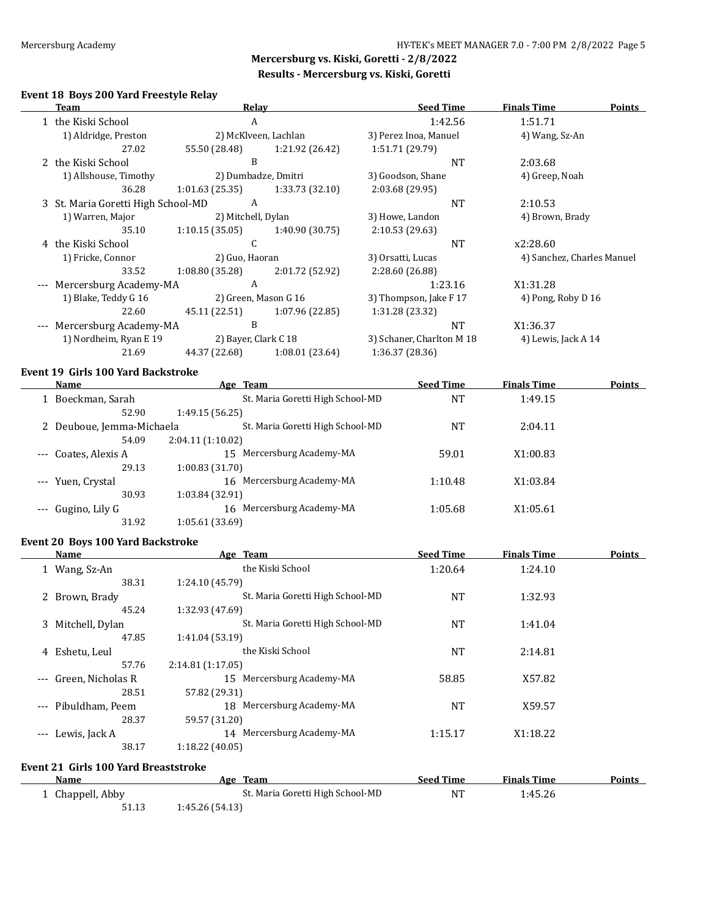## Mercersburg vs. Kiski, Goretti - 2/8/2022

### Results - Mercersburg vs. Kiski, Goretti

#### Event 18 Boys 200 Yard Freestyle Relay

| | Team | Relay | Seed Time | Finals Time | Points |
|---|---|---|---|---|---|
| 1 | the Kiski School | A | 1:42.56 | 1:51.71 | |
| | 1) Aldridge, Preston; 2) McKlveen, Lachlan; 3) Perez Inoa, Manuel; 4) Wang, Sz-An | | | | |
| | 27.02; 55.50 (28.48); 1:21.92 (26.42); 1:51.71 (29.79) | | | | |
| 2 | the Kiski School | B | NT | 2:03.68 | |
| | 1) Allshouse, Timothy; 2) Dumbadze, Dmitri; 3) Goodson, Shane; 4) Greep, Noah | | | | |
| | 36.28; 1:01.63 (25.35); 1:33.73 (32.10); 2:03.68 (29.95) | | | | |
| 3 | St. Maria Goretti High School-MD | A | NT | 2:10.53 | |
| | 1) Warren, Major; 2) Mitchell, Dylan; 3) Howe, Landon; 4) Brown, Brady | | | | |
| | 35.10; 1:10.15 (35.05); 1:40.90 (30.75); 2:10.53 (29.63) | | | | |
| 4 | the Kiski School | C | NT | x2:28.60 | |
| | 1) Fricke, Connor; 2) Guo, Haoran; 3) Orsatti, Lucas; 4) Sanchez, Charles Manuel | | | | |
| | 33.52; 1:08.80 (35.28); 2:01.72 (52.92); 2:28.60 (26.88) | | | | |
| --- | Mercersburg Academy-MA | A | 1:23.16 | X1:31.28 | |
| | 1) Blake, Teddy G 16; 2) Green, Mason G 16; 3) Thompson, Jake F 17; 4) Pong, Roby D 16 | | | | |
| | 22.60; 45.11 (22.51); 1:07.96 (22.85); 1:31.28 (23.32) | | | | |
| --- | Mercersburg Academy-MA | B | NT | X1:36.37 | |
| | 1) Nordheim, Ryan E 19; 2) Bayer, Clark C 18; 3) Schaner, Charlton M 18; 4) Lewis, Jack A 14 | | | | |
| | 21.69; 44.37 (22.68); 1:08.01 (23.64); 1:36.37 (28.36) | | | | |

#### Event 19 Girls 100 Yard Backstroke

| | Name | Age | Team | Seed Time | Finals Time | Points |
|---|---|---|---|---|---|---|
| 1 | Boeckman, Sarah | | St. Maria Goretti High School-MD | NT | 1:49.15 | |
| | 52.90; 1:49.15 (56.25) | | | | | |
| 2 | Deuboue, Jemma-Michaela | | St. Maria Goretti High School-MD | NT | 2:04.11 | |
| | 54.09; 2:04.11 (1:10.02) | | | | | |
| --- | Coates, Alexis A | 15 | Mercersburg Academy-MA | 59.01 | X1:00.83 | |
| | 29.13; 1:00.83 (31.70) | | | | | |
| --- | Yuen, Crystal | 16 | Mercersburg Academy-MA | 1:10.48 | X1:03.84 | |
| | 30.93; 1:03.84 (32.91) | | | | | |
| --- | Gugino, Lily G | 16 | Mercersburg Academy-MA | 1:05.68 | X1:05.61 | |
| | 31.92; 1:05.61 (33.69) | | | | | |

#### Event 20 Boys 100 Yard Backstroke

| | Name | Age | Team | Seed Time | Finals Time | Points |
|---|---|---|---|---|---|---|
| 1 | Wang, Sz-An | | the Kiski School | 1:20.64 | 1:24.10 | |
| | 38.31; 1:24.10 (45.79) | | | | | |
| 2 | Brown, Brady | | St. Maria Goretti High School-MD | NT | 1:32.93 | |
| | 45.24; 1:32.93 (47.69) | | | | | |
| 3 | Mitchell, Dylan | | St. Maria Goretti High School-MD | NT | 1:41.04 | |
| | 47.85; 1:41.04 (53.19) | | | | | |
| 4 | Eshetu, Leul | | the Kiski School | NT | 2:14.81 | |
| | 57.76; 2:14.81 (1:17.05) | | | | | |
| --- | Green, Nicholas R | 15 | Mercersburg Academy-MA | 58.85 | X57.82 | |
| | 28.51; 57.82 (29.31) | | | | | |
| --- | Pibuldham, Peem | 18 | Mercersburg Academy-MA | NT | X59.57 | |
| | 28.37; 59.57 (31.20) | | | | | |
| --- | Lewis, Jack A | 14 | Mercersburg Academy-MA | 1:15.17 | X1:18.22 | |
| | 38.17; 1:18.22 (40.05) | | | | | |

#### Event 21 Girls 100 Yard Breaststroke

| | Name | Age | Team | Seed Time | Finals Time | Points |
|---|---|---|---|---|---|---|
| 1 | Chappell, Abby | | St. Maria Goretti High School-MD | NT | 1:45.26 | |
| | 51.13; 1:45.26 (54.13) | | | | | |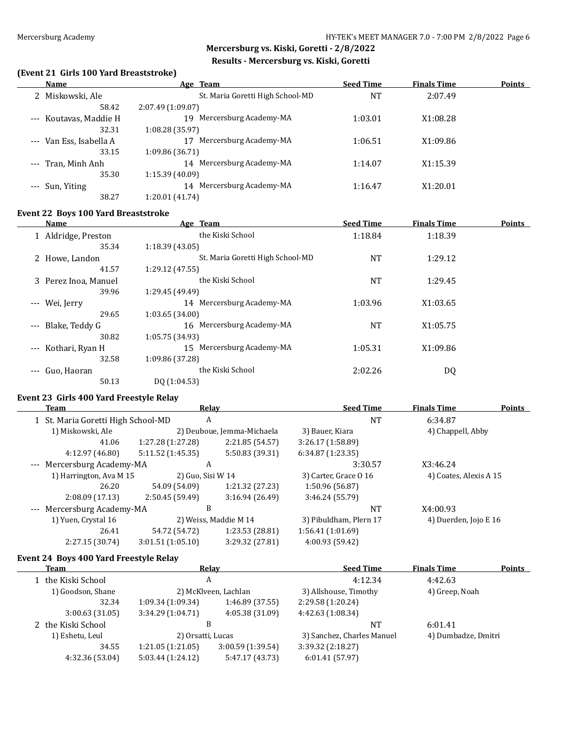## Mercersburg vs. Kiski, Goretti - 2/8/2022

### Results - Mercersburg vs. Kiski, Goretti

### (Event 21 Girls 100 Yard Breaststroke)

| | Name | Age | Team | Seed Time | Finals Time | Points |
|---|---|---|---|---|---|---|
| 2 | Miskowski, Ale | | St. Maria Goretti High School-MD | NT | 2:07.49 | |
| | 58.42 | 2:07.49 (1:09.07) | | | | |
| --- | Koutavas, Maddie H | 19 | Mercersburg Academy-MA | 1:03.01 | X1:08.28 | |
| | 32.31 | 1:08.28 (35.97) | | | | |
| --- | Van Ess, Isabella A | 17 | Mercersburg Academy-MA | 1:06.51 | X1:09.86 | |
| | 33.15 | 1:09.86 (36.71) | | | | |
| --- | Tran, Minh Anh | 14 | Mercersburg Academy-MA | 1:14.07 | X1:15.39 | |
| | 35.30 | 1:15.39 (40.09) | | | | |
| --- | Sun, Yiting | 14 | Mercersburg Academy-MA | 1:16.47 | X1:20.01 | |
| | 38.27 | 1:20.01 (41.74) | | | | |

### Event 22 Boys 100 Yard Breaststroke

| | Name | Age | Team | Seed Time | Finals Time | Points |
|---|---|---|---|---|---|---|
| 1 | Aldridge, Preston | | the Kiski School | 1:18.84 | 1:18.39 | |
| | 35.34 | 1:18.39 (43.05) | | | | |
| 2 | Howe, Landon | | St. Maria Goretti High School-MD | NT | 1:29.12 | |
| | 41.57 | 1:29.12 (47.55) | | | | |
| 3 | Perez Inoa, Manuel | | the Kiski School | NT | 1:29.45 | |
| | 39.96 | 1:29.45 (49.49) | | | | |
| --- | Wei, Jerry | 14 | Mercersburg Academy-MA | 1:03.96 | X1:03.65 | |
| | 29.65 | 1:03.65 (34.00) | | | | |
| --- | Blake, Teddy G | 16 | Mercersburg Academy-MA | NT | X1:05.75 | |
| | 30.82 | 1:05.75 (34.93) | | | | |
| --- | Kothari, Ryan H | 15 | Mercersburg Academy-MA | 1:05.31 | X1:09.86 | |
| | 32.58 | 1:09.86 (37.28) | | | | |
| --- | Guo, Haoran | | the Kiski School | 2:02.26 | DQ | |
| | 50.13 | DQ (1:04.53) | | | | |

### Event 23 Girls 400 Yard Freestyle Relay

| | Team | Relay | | Seed Time | Finals Time | Points |
|---|---|---|---|---|---|---|
| 1 | St. Maria Goretti High School-MD | A | | NT | 6:34.87 | |
| | 1) Miskowski, Ale | 2) Deuboue, Jemma-Michaela | | 3) Bauer, Kiara | 4) Chappell, Abby | |
| | 41.06 | 1:27.28 (1:27.28) | 2:21.85 (54.57) | 3:26.17 (1:58.89) | | |
| | 4:12.97 (46.80) | 5:11.52 (1:45.35) | 5:50.83 (39.31) | 6:34.87 (1:23.35) | | |
| --- | Mercersburg Academy-MA | A | | 3:30.57 | X3:46.24 | |
| | 1) Harrington, Ava M 15 | 2) Guo, Sisi W 14 | | 3) Carter, Grace O 16 | 4) Coates, Alexis A 15 | |
| | 26.20 | 54.09 (54.09) | 1:21.32 (27.23) | 1:50.96 (56.87) | | |
| | 2:08.09 (17.13) | 2:50.45 (59.49) | 3:16.94 (26.49) | 3:46.24 (55.79) | | |
| --- | Mercersburg Academy-MA | B | | NT | X4:00.93 | |
| | 1) Yuen, Crystal 16 | 2) Weiss, Maddie M 14 | | 3) Pibuldham, Plern 17 | 4) Duerden, Jojo E 16 | |
| | 26.41 | 54.72 (54.72) | 1:23.53 (28.81) | 1:56.41 (1:01.69) | | |
| | 2:27.15 (30.74) | 3:01.51 (1:05.10) | 3:29.32 (27.81) | 4:00.93 (59.42) | | |

### Event 24 Boys 400 Yard Freestyle Relay

| | Team | Relay | | Seed Time | Finals Time | Points |
|---|---|---|---|---|---|---|
| 1 | the Kiski School | A | | 4:12.34 | 4:42.63 | |
| | 1) Goodson, Shane | 2) McKlveen, Lachlan | | 3) Allshouse, Timothy | 4) Greep, Noah | |
| | 32.34 | 1:09.34 (1:09.34) | 1:46.89 (37.55) | 2:29.58 (1:20.24) | | |
| | 3:00.63 (31.05) | 3:34.29 (1:04.71) | 4:05.38 (31.09) | 4:42.63 (1:08.34) | | |
| 2 | the Kiski School | B | | NT | 6:01.41 | |
| | 1) Eshetu, Leul | 2) Orsatti, Lucas | | 3) Sanchez, Charles Manuel | 4) Dumbadze, Dmitri | |
| | 34.55 | 1:21.05 (1:21.05) | 3:00.59 (1:39.54) | 3:39.32 (2:18.27) | | |
| | 4:32.36 (53.04) | 5:03.44 (1:24.12) | 5:47.17 (43.73) | 6:01.41 (57.97) | | |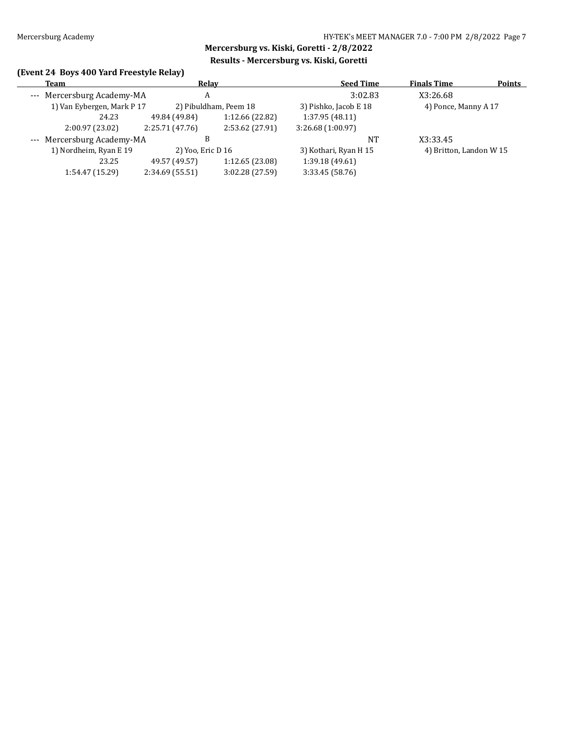**Mercersburg vs. Kiski, Goretti - 2/8/2022**

**Results - Mercersburg vs. Kiski, Goretti**

**(Event 24 Boys 400 Yard Freestyle Relay)**

| Team | Relay | | Seed Time | Finals Time | Points |
|---|---|---|---|---|---|
| --- Mercersburg Academy-MA | A | | 3:02.83 | X3:26.68 | |
| 1) Van Eybergen, Mark P 17 | 2) Pibuldham, Peem 18 | | 3) Pishko, Jacob E 18 | 4) Ponce, Manny A 17 | |
| 24.23 | 49.84 (49.84) | 1:12.66 (22.82) | 1:37.95 (48.11) | | |
| 2:00.97 (23.02) | 2:25.71 (47.76) | 2:53.62 (27.91) | 3:26.68 (1:00.97) | | |
| --- Mercersburg Academy-MA | B | | NT | X3:33.45 | |
| 1) Nordheim, Ryan E 19 | 2) Yoo, Eric D 16 | | 3) Kothari, Ryan H 15 | 4) Britton, Landon W 15 | |
| 23.25 | 49.57 (49.57) | 1:12.65 (23.08) | 1:39.18 (49.61) | | |
| 1:54.47 (15.29) | 2:34.69 (55.51) | 3:02.28 (27.59) | 3:33.45 (58.76) | | |